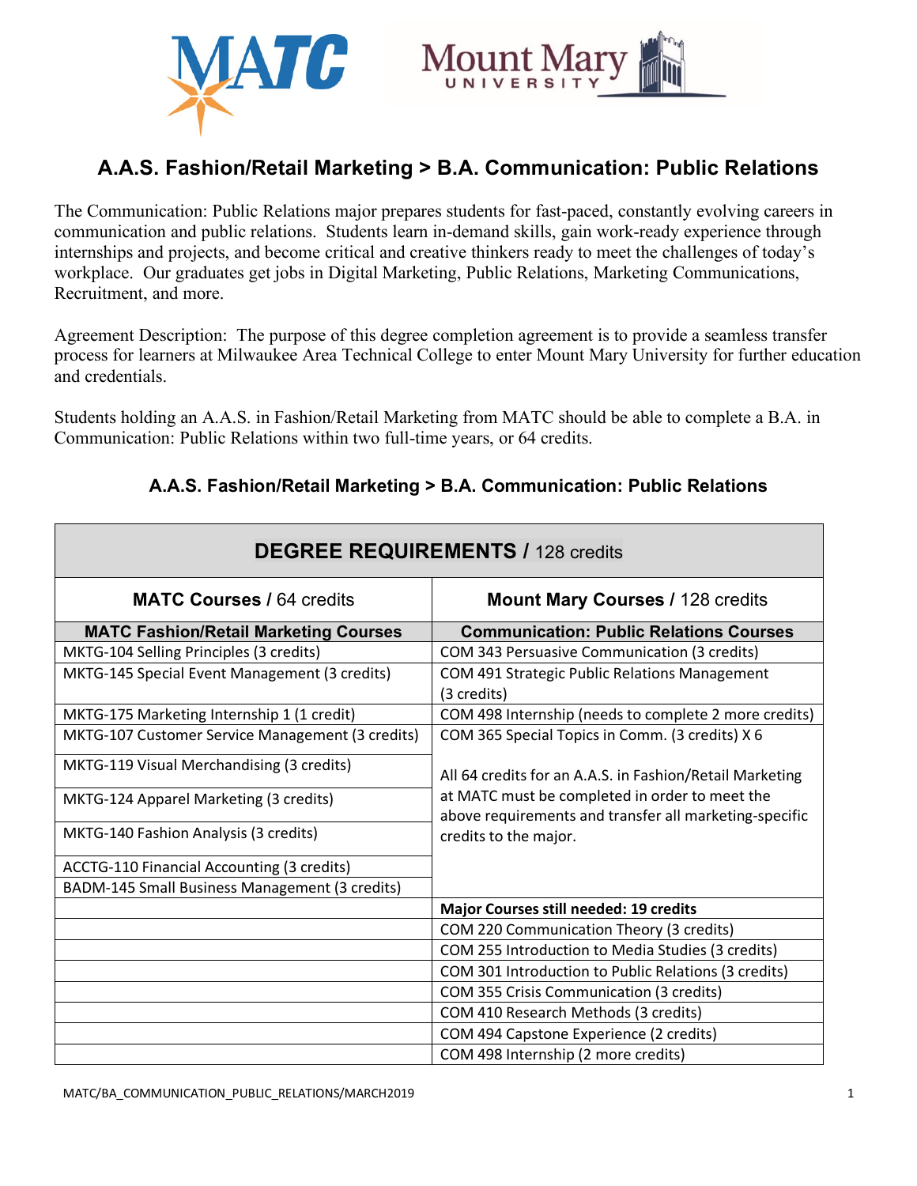# A.A.S. Fashion/Retail Marketing > B.A. Communication: Public Relations

The Communication: Public Relations major prepares students for fast-paced, constantly evolving careers in communication and public relations. Students learn in-demand skills, gain work-ready experience through internships and projects, and become critical and creative thinkers ready to meet the challenges of today's workplace. Our graduates get jobs in Digital Marketing, Public Relations, Marketing Communications, Recruitment, and more.

Agreement Description: The purpose of this degree completion agreement is to provide a seamless transfer process for learners at Milwaukee Area Technical College to enter Mount Mary University for further education and credentials.

Students holding an A.A.S. in Fashion/Retail Marketing from MATC should be able to complete a B.A. in Communication: Public Relations within two full-time years, or 64 credits.

## A.A.S. Fashion/Retail Marketing > B.A. Communication: Public Relations

| **DEGREE REQUIREMENTS / 128 credits** | |
|---|---|
| **MATC Courses / 64 credits** | **Mount Mary Courses / 128 credits** |
| **MATC Fashion/Retail Marketing Courses** | **Communication: Public Relations Courses** |
| MKTG-104 Selling Principles (3 credits) | COM 343 Persuasive Communication (3 credits) |
| MKTG-145 Special Event Management (3 credits) | COM 491 Strategic Public Relations Management (3 credits) |
| MKTG-175 Marketing Internship 1 (1 credit) | COM 498 Internship (needs to complete 2 more credits) |
| MKTG-107 Customer Service Management (3 credits) | COM 365 Special Topics in Comm. (3 credits) X 6 |
| MKTG-119 Visual Merchandising (3 credits) | All 64 credits for an A.A.S. in Fashion/Retail Marketing at MATC must be completed in order to meet the above requirements and transfer all marketing-specific credits to the major. |
| MKTG-124 Apparel Marketing (3 credits) | |
| MKTG-140 Fashion Analysis (3 credits) | |
| ACCTG-110 Financial Accounting (3 credits) | |
| BADM-145 Small Business Management (3 credits) | |
| | **Major Courses still needed: 19 credits** |
| | COM 220 Communication Theory (3 credits) |
| | COM 255 Introduction to Media Studies (3 credits) |
| | COM 301 Introduction to Public Relations (3 credits) |
| | COM 355 Crisis Communication (3 credits) |
| | COM 410 Research Methods (3 credits) |
| | COM 494 Capstone Experience (2 credits) |
| | COM 498 Internship (2 more credits) |

MATC/BA_COMMUNICATION_PUBLIC_RELATIONS/MARCH2019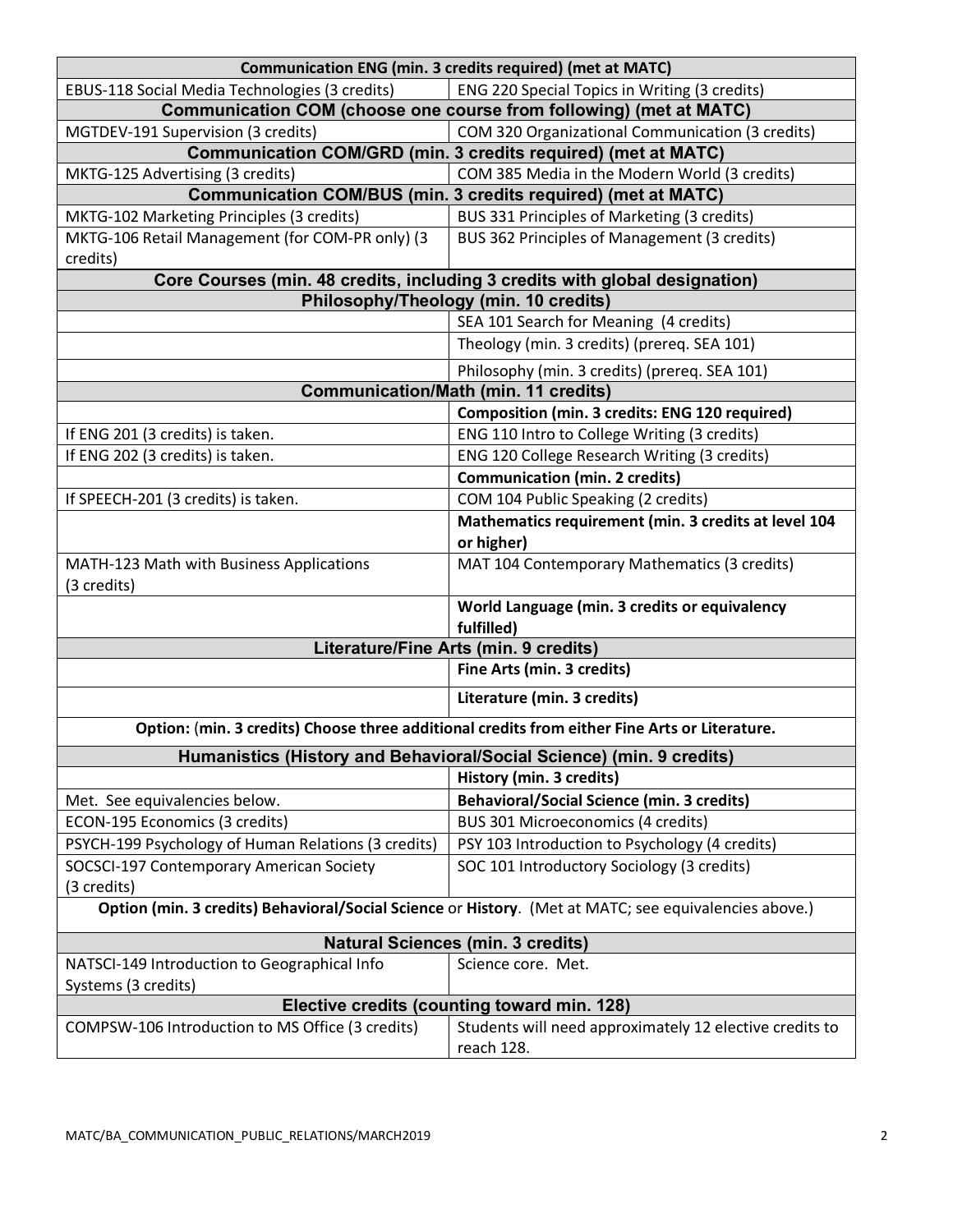| Communication ENG (min. 3 credits required) (met at MATC) | |
|---|---|
| EBUS-118 Social Media Technologies (3 credits) | ENG 220 Special Topics in Writing (3 credits) |
| **Communication COM (choose one course from following) (met at MATC)** | |
| MGTDEV-191 Supervision (3 credits) | COM 320 Organizational Communication (3 credits) |
| **Communication COM/GRD (min. 3 credits required) (met at MATC)** | |
| MKTG-125 Advertising (3 credits) | COM 385 Media in the Modern World (3 credits) |
| **Communication COM/BUS (min. 3 credits required) (met at MATC)** | |
| MKTG-102 Marketing Principles (3 credits) | BUS 331 Principles of Marketing (3 credits) |
| MKTG-106 Retail Management (for COM-PR only) (3 credits) | BUS 362 Principles of Management (3 credits) |
| **Core Courses (min. 48 credits, including 3 credits with global designation)** | |
| **Philosophy/Theology (min. 10 credits)** | |
| | SEA 101 Search for Meaning (4 credits) |
| | Theology (min. 3 credits) (prereq. SEA 101) |
| | Philosophy (min. 3 credits) (prereq. SEA 101) |
| **Communication/Math (min. 11 credits)** | |
| | **Composition (min. 3 credits: ENG 120 required)** |
| If ENG 201 (3 credits) is taken. | ENG 110 Intro to College Writing (3 credits) |
| If ENG 202 (3 credits) is taken. | ENG 120 College Research Writing (3 credits) |
| | **Communication (min. 2 credits)** |
| If SPEECH-201 (3 credits) is taken. | COM 104 Public Speaking (2 credits) |
| | **Mathematics requirement (min. 3 credits at level 104 or higher)** |
| MATH-123 Math with Business Applications (3 credits) | MAT 104 Contemporary Mathematics (3 credits) |
| | **World Language (min. 3 credits or equivalency fulfilled)** |
| **Literature/Fine Arts (min. 9 credits)** | |
| | **Fine Arts (min. 3 credits)** |
| | **Literature (min. 3 credits)** |
| **Option: (min. 3 credits) Choose three additional credits from either Fine Arts or Literature.** | |
| **Humanistics (History and Behavioral/Social Science) (min. 9 credits)** | |
| | **History (min. 3 credits)** |
| Met. See equivalencies below. | **Behavioral/Social Science (min. 3 credits)** |
| ECON-195 Economics (3 credits) | BUS 301 Microeconomics (4 credits) |
| PSYCH-199 Psychology of Human Relations (3 credits) | PSY 103 Introduction to Psychology (4 credits) |
| SOCSCI-197 Contemporary American Society (3 credits) | SOC 101 Introductory Sociology (3 credits) |
| **Option (min. 3 credits) Behavioral/Social Science or History**. (Met at MATC; see equivalencies above.) | |
| **Natural Sciences (min. 3 credits)** | |
| NATSCI-149 Introduction to Geographical Info Systems (3 credits) | Science core. Met. |
| **Elective credits (counting toward min. 128)** | |
| COMPSW-106 Introduction to MS Office (3 credits) | Students will need approximately 12 elective credits to reach 128. |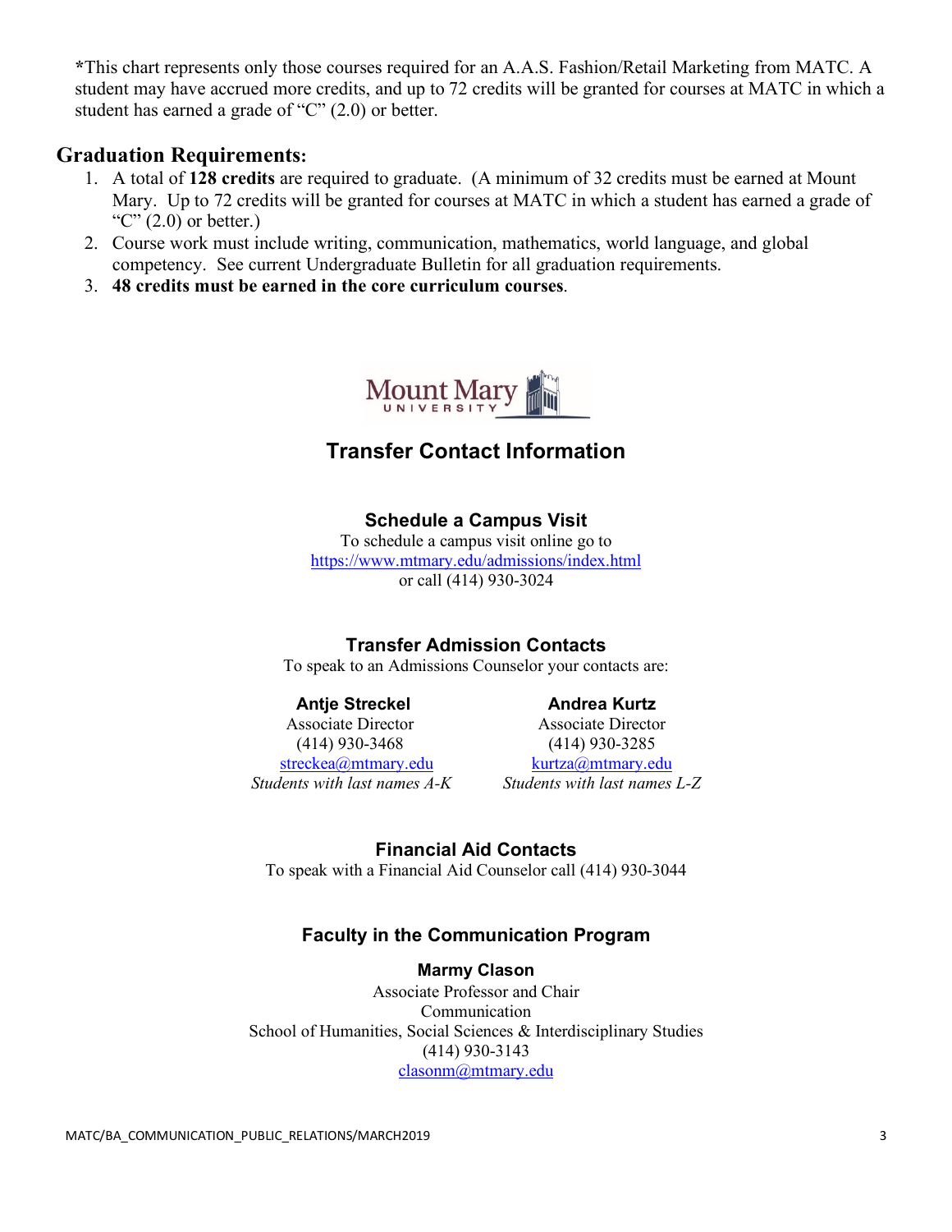*This chart represents only those courses required for an A.A.S. Fashion/Retail Marketing from MATC. A student may have accrued more credits, and up to 72 credits will be granted for courses at MATC in which a student has earned a grade of "C" (2.0) or better.

## Graduation Requirements:

1. A total of **128 credits** are required to graduate. (A minimum of 32 credits must be earned at Mount Mary. Up to 72 credits will be granted for courses at MATC in which a student has earned a grade of "C" (2.0) or better.)
2. Course work must include writing, communication, mathematics, world language, and global competency. See current Undergraduate Bulletin for all graduation requirements.
3. **48 credits must be earned in the core curriculum courses**.

Mount Mary UNIVERSITY

## Transfer Contact Information

### Schedule a Campus Visit

To schedule a campus visit online go to
https://www.mtmary.edu/admissions/index.html
or call (414) 930-3024

### Transfer Admission Contacts

To speak to an Admissions Counselor your contacts are:

**Antje Streckel**
Associate Director
(414) 930-3468
streckea@mtmary.edu
*Students with last names A-K*

**Andrea Kurtz**
Associate Director
(414) 930-3285
kurtza@mtmary.edu
*Students with last names L-Z*

### Financial Aid Contacts

To speak with a Financial Aid Counselor call (414) 930-3044

### Faculty in the Communication Program

**Marmy Clason**
Associate Professor and Chair
Communication
School of Humanities, Social Sciences & Interdisciplinary Studies
(414) 930-3143
clasonm@mtmary.edu